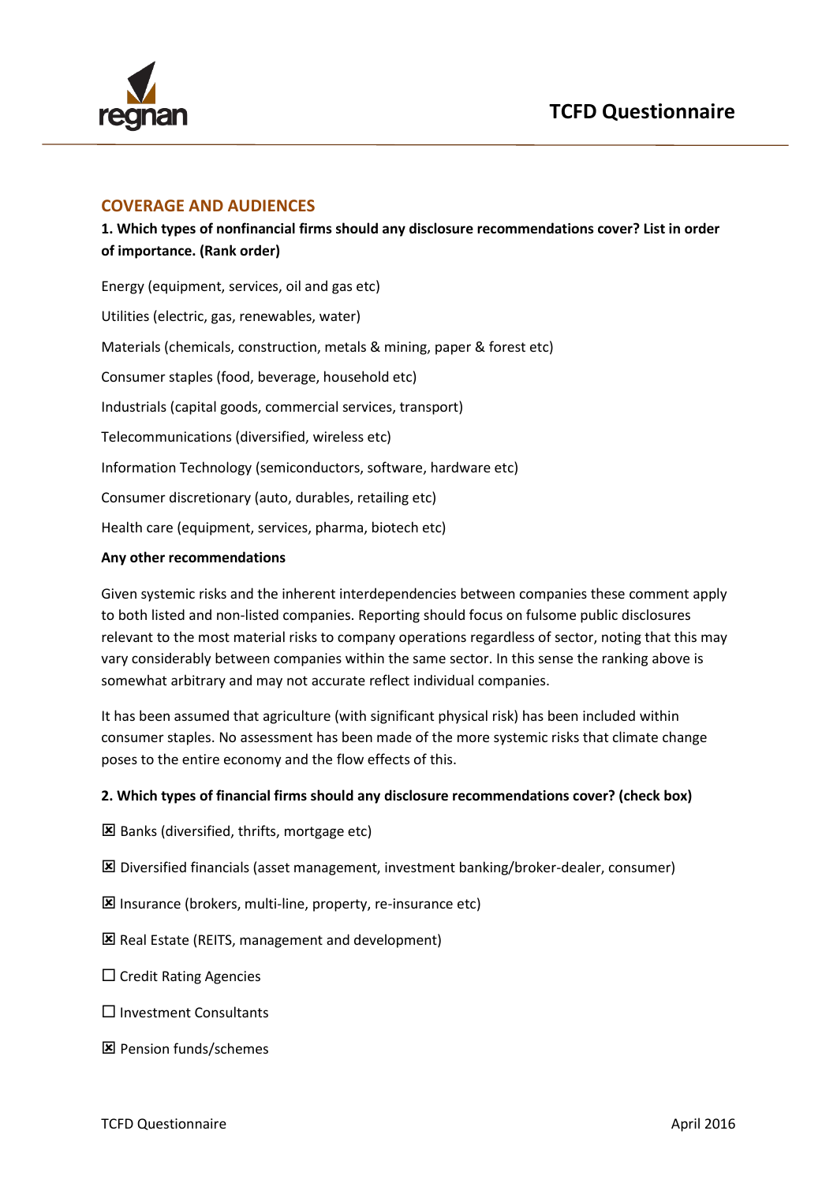# TCFD Questionnaire

## COVERAGE AND AUDIENCES

**1. Which types of nonfinancial firms should any disclosure recommendations cover? List in order of importance. (Rank order)**

Energy (equipment, services, oil and gas etc)

Utilities (electric, gas, renewables, water)

Materials (chemicals, construction, metals & mining, paper & forest etc)

Consumer staples (food, beverage, household etc)

Industrials (capital goods, commercial services, transport)

Telecommunications (diversified, wireless etc)

Information Technology (semiconductors, software, hardware etc)

Consumer discretionary (auto, durables, retailing etc)

Health care (equipment, services, pharma, biotech etc)

**Any other recommendations**

Given systemic risks and the inherent interdependencies between companies these comment apply to both listed and non-listed companies. Reporting should focus on fulsome public disclosures relevant to the most material risks to company operations regardless of sector, noting that this may vary considerably between companies within the same sector. In this sense the ranking above is somewhat arbitrary and may not accurate reflect individual companies.

It has been assumed that agriculture (with significant physical risk) has been included within consumer staples. No assessment has been made of the more systemic risks that climate change poses to the entire economy and the flow effects of this.

**2. Which types of financial firms should any disclosure recommendations cover? (check box)**

☒ Banks (diversified, thrifts, mortgage etc)

☒ Diversified financials (asset management, investment banking/broker-dealer, consumer)

☒ Insurance (brokers, multi-line, property, re-insurance etc)

☒ Real Estate (REITS, management and development)

☐ Credit Rating Agencies

☐ Investment Consultants

☒ Pension funds/schemes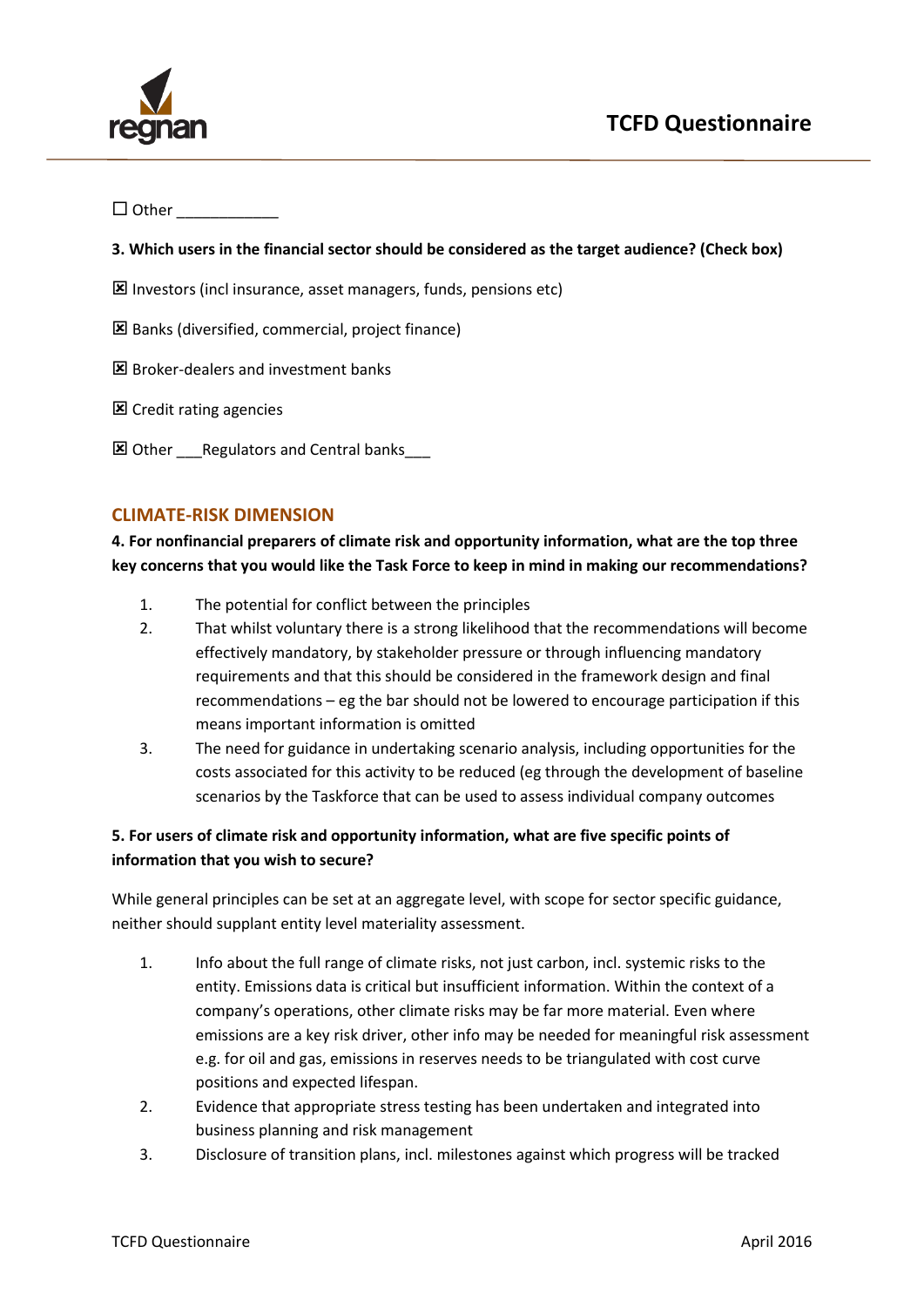☐ Other ____________

**3. Which users in the financial sector should be considered as the target audience? (Check box)**

☒ Investors (incl insurance, asset managers, funds, pensions etc)

☒ Banks (diversified, commercial, project finance)

☒ Broker-dealers and investment banks

☒ Credit rating agencies

☒ Other ___Regulators and Central banks___

## CLIMATE-RISK DIMENSION

**4. For nonfinancial preparers of climate risk and opportunity information, what are the top three key concerns that you would like the Task Force to keep in mind in making our recommendations?**

1. The potential for conflict between the principles
2. That whilst voluntary there is a strong likelihood that the recommendations will become effectively mandatory, by stakeholder pressure or through influencing mandatory requirements and that this should be considered in the framework design and final recommendations – eg the bar should not be lowered to encourage participation if this means important information is omitted
3. The need for guidance in undertaking scenario analysis, including opportunities for the costs associated for this activity to be reduced (eg through the development of baseline scenarios by the Taskforce that can be used to assess individual company outcomes

**5. For users of climate risk and opportunity information, what are five specific points of information that you wish to secure?**

While general principles can be set at an aggregate level, with scope for sector specific guidance, neither should supplant entity level materiality assessment.

1. Info about the full range of climate risks, not just carbon, incl. systemic risks to the entity. Emissions data is critical but insufficient information. Within the context of a company's operations, other climate risks may be far more material. Even where emissions are a key risk driver, other info may be needed for meaningful risk assessment e.g. for oil and gas, emissions in reserves needs to be triangulated with cost curve positions and expected lifespan.
2. Evidence that appropriate stress testing has been undertaken and integrated into business planning and risk management
3. Disclosure of transition plans, incl. milestones against which progress will be tracked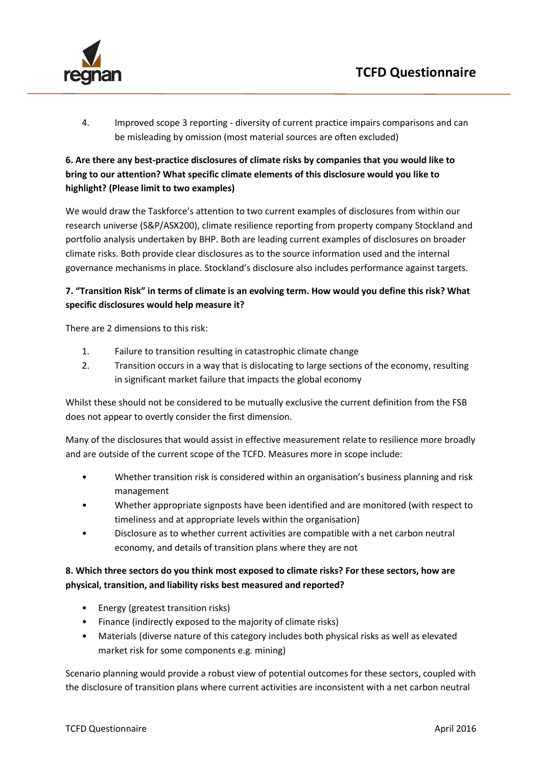4. Improved scope 3 reporting - diversity of current practice impairs comparisons and can be misleading by omission (most material sources are often excluded)

**6. Are there any best-practice disclosures of climate risks by companies that you would like to bring to our attention? What specific climate elements of this disclosure would you like to highlight? (Please limit to two examples)**

We would draw the Taskforce's attention to two current examples of disclosures from within our research universe (S&P/ASX200), climate resilience reporting from property company Stockland and portfolio analysis undertaken by BHP. Both are leading current examples of disclosures on broader climate risks. Both provide clear disclosures as to the source information used and the internal governance mechanisms in place. Stockland's disclosure also includes performance against targets.

**7. "Transition Risk" in terms of climate is an evolving term. How would you define this risk? What specific disclosures would help measure it?**

There are 2 dimensions to this risk:

1. Failure to transition resulting in catastrophic climate change
2. Transition occurs in a way that is dislocating to large sections of the economy, resulting in significant market failure that impacts the global economy

Whilst these should not be considered to be mutually exclusive the current definition from the FSB does not appear to overtly consider the first dimension.

Many of the disclosures that would assist in effective measurement relate to resilience more broadly and are outside of the current scope of the TCFD. Measures more in scope include:

- Whether transition risk is considered within an organisation's business planning and risk management
- Whether appropriate signposts have been identified and are monitored (with respect to timeliness and at appropriate levels within the organisation)
- Disclosure as to whether current activities are compatible with a net carbon neutral economy, and details of transition plans where they are not

**8. Which three sectors do you think most exposed to climate risks? For these sectors, how are physical, transition, and liability risks best measured and reported?**

- Energy (greatest transition risks)
- Finance (indirectly exposed to the majority of climate risks)
- Materials (diverse nature of this category includes both physical risks as well as elevated market risk for some components e.g. mining)

Scenario planning would provide a robust view of potential outcomes for these sectors, coupled with the disclosure of transition plans where current activities are inconsistent with a net carbon neutral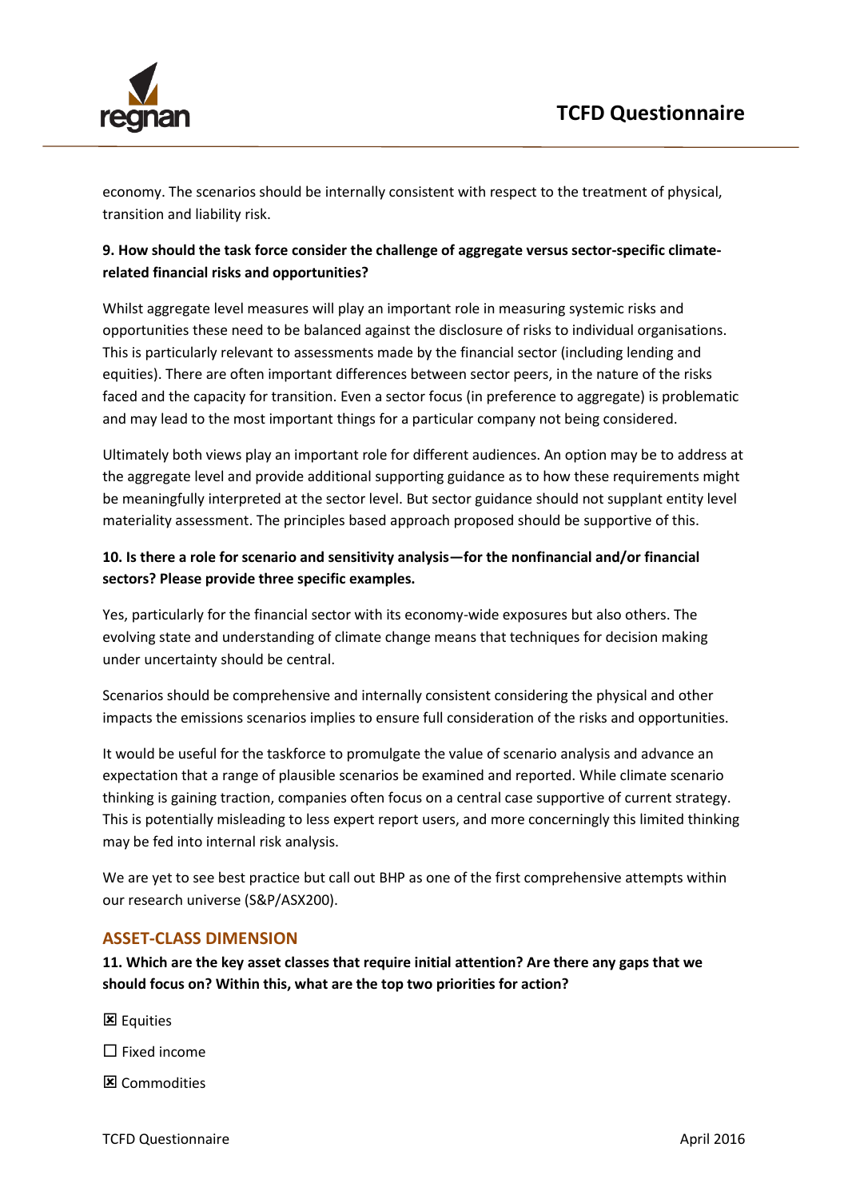economy. The scenarios should be internally consistent with respect to the treatment of physical, transition and liability risk.

**9. How should the task force consider the challenge of aggregate versus sector-specific climate-related financial risks and opportunities?**

Whilst aggregate level measures will play an important role in measuring systemic risks and opportunities these need to be balanced against the disclosure of risks to individual organisations. This is particularly relevant to assessments made by the financial sector (including lending and equities). There are often important differences between sector peers, in the nature of the risks faced and the capacity for transition. Even a sector focus (in preference to aggregate) is problematic and may lead to the most important things for a particular company not being considered.

Ultimately both views play an important role for different audiences. An option may be to address at the aggregate level and provide additional supporting guidance as to how these requirements might be meaningfully interpreted at the sector level. But sector guidance should not supplant entity level materiality assessment. The principles based approach proposed should be supportive of this.

**10. Is there a role for scenario and sensitivity analysis—for the nonfinancial and/or financial sectors? Please provide three specific examples.**

Yes, particularly for the financial sector with its economy-wide exposures but also others. The evolving state and understanding of climate change means that techniques for decision making under uncertainty should be central.

Scenarios should be comprehensive and internally consistent considering the physical and other impacts the emissions scenarios implies to ensure full consideration of the risks and opportunities.

It would be useful for the taskforce to promulgate the value of scenario analysis and advance an expectation that a range of plausible scenarios be examined and reported. While climate scenario thinking is gaining traction, companies often focus on a central case supportive of current strategy. This is potentially misleading to less expert report users, and more concerningly this limited thinking may be fed into internal risk analysis.

We are yet to see best practice but call out BHP as one of the first comprehensive attempts within our research universe (S&P/ASX200).

## ASSET-CLASS DIMENSION

**11. Which are the key asset classes that require initial attention? Are there any gaps that we should focus on? Within this, what are the top two priorities for action?**

☒ Equities

☐ Fixed income

☒ Commodities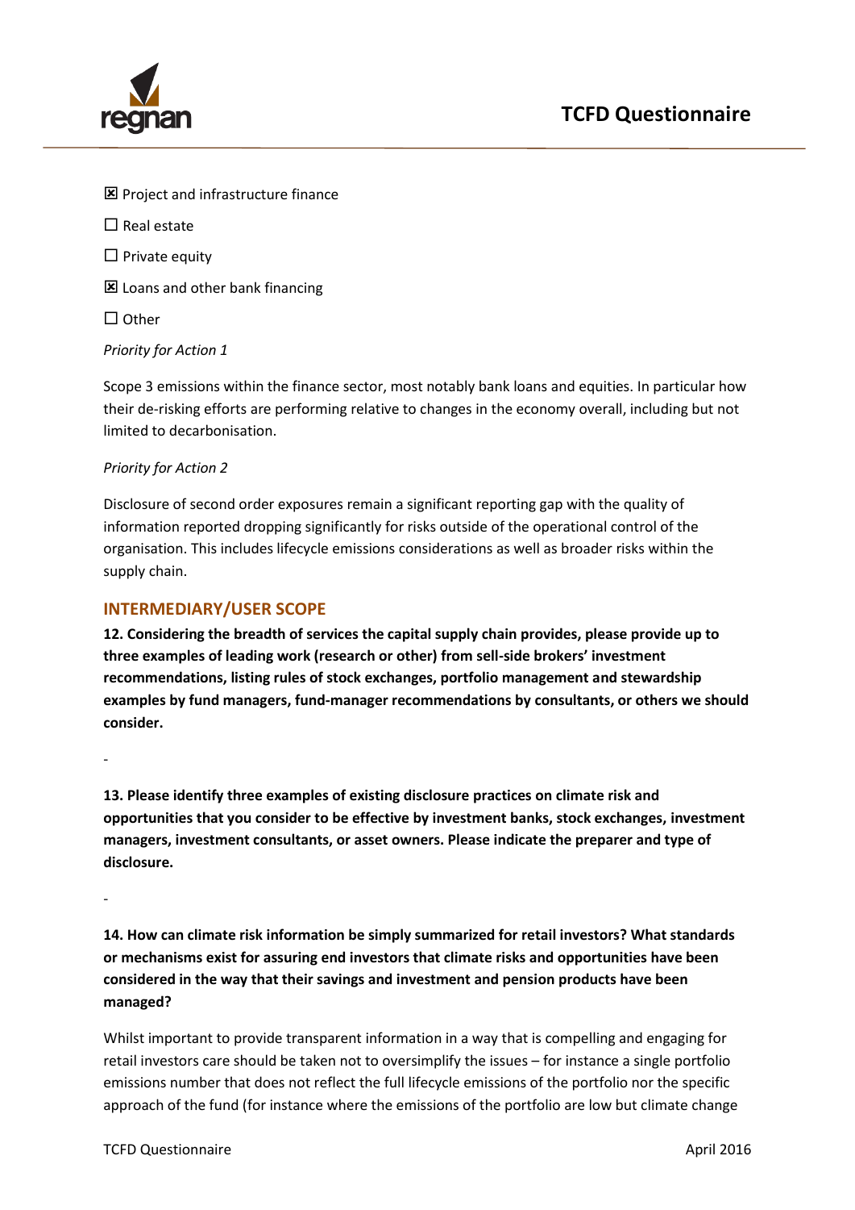☒ Project and infrastructure finance

☐ Real estate

☐ Private equity

☒ Loans and other bank financing

☐ Other

*Priority for Action 1*

Scope 3 emissions within the finance sector, most notably bank loans and equities. In particular how their de-risking efforts are performing relative to changes in the economy overall, including but not limited to decarbonisation.

*Priority for Action 2*

Disclosure of second order exposures remain a significant reporting gap with the quality of information reported dropping significantly for risks outside of the operational control of the organisation. This includes lifecycle emissions considerations as well as broader risks within the supply chain.

## INTERMEDIARY/USER SCOPE

**12. Considering the breadth of services the capital supply chain provides, please provide up to three examples of leading work (research or other) from sell-side brokers' investment recommendations, listing rules of stock exchanges, portfolio management and stewardship examples by fund managers, fund-manager recommendations by consultants, or others we should consider.**

-

**13. Please identify three examples of existing disclosure practices on climate risk and opportunities that you consider to be effective by investment banks, stock exchanges, investment managers, investment consultants, or asset owners. Please indicate the preparer and type of disclosure.**

-

**14. How can climate risk information be simply summarized for retail investors? What standards or mechanisms exist for assuring end investors that climate risks and opportunities have been considered in the way that their savings and investment and pension products have been managed?**

Whilst important to provide transparent information in a way that is compelling and engaging for retail investors care should be taken not to oversimplify the issues – for instance a single portfolio emissions number that does not reflect the full lifecycle emissions of the portfolio nor the specific approach of the fund (for instance where the emissions of the portfolio are low but climate change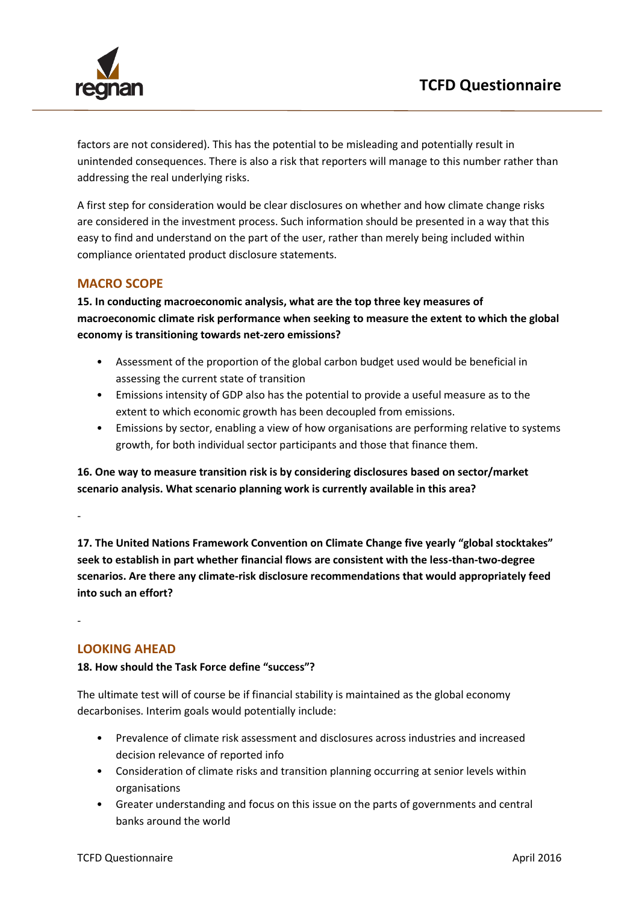factors are not considered). This has the potential to be misleading and potentially result in unintended consequences. There is also a risk that reporters will manage to this number rather than addressing the real underlying risks.

A first step for consideration would be clear disclosures on whether and how climate change risks are considered in the investment process. Such information should be presented in a way that this easy to find and understand on the part of the user, rather than merely being included within compliance orientated product disclosure statements.

## MACRO SCOPE

**15. In conducting macroeconomic analysis, what are the top three key measures of macroeconomic climate risk performance when seeking to measure the extent to which the global economy is transitioning towards net-zero emissions?**

- Assessment of the proportion of the global carbon budget used would be beneficial in assessing the current state of transition
- Emissions intensity of GDP also has the potential to provide a useful measure as to the extent to which economic growth has been decoupled from emissions.
- Emissions by sector, enabling a view of how organisations are performing relative to systems growth, for both individual sector participants and those that finance them.

**16. One way to measure transition risk is by considering disclosures based on sector/market scenario analysis. What scenario planning work is currently available in this area?**

-

**17. The United Nations Framework Convention on Climate Change five yearly "global stocktakes" seek to establish in part whether financial flows are consistent with the less-than-two-degree scenarios. Are there any climate-risk disclosure recommendations that would appropriately feed into such an effort?**

-

## LOOKING AHEAD

**18. How should the Task Force define "success"?**

The ultimate test will of course be if financial stability is maintained as the global economy decarbonises. Interim goals would potentially include:

- Prevalence of climate risk assessment and disclosures across industries and increased decision relevance of reported info
- Consideration of climate risks and transition planning occurring at senior levels within organisations
- Greater understanding and focus on this issue on the parts of governments and central banks around the world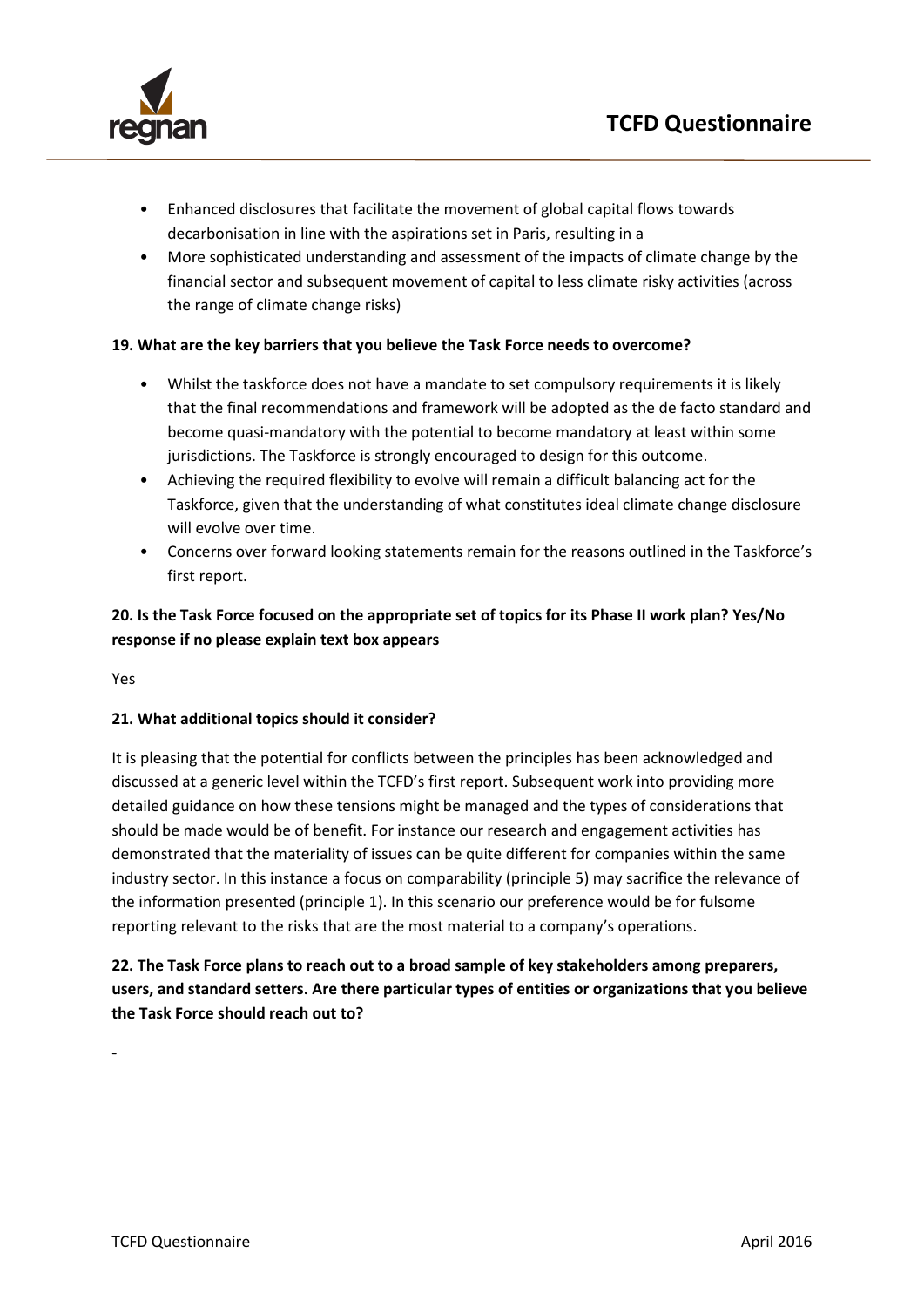- Enhanced disclosures that facilitate the movement of global capital flows towards decarbonisation in line with the aspirations set in Paris, resulting in a
- More sophisticated understanding and assessment of the impacts of climate change by the financial sector and subsequent movement of capital to less climate risky activities (across the range of climate change risks)

**19. What are the key barriers that you believe the Task Force needs to overcome?**

- Whilst the taskforce does not have a mandate to set compulsory requirements it is likely that the final recommendations and framework will be adopted as the de facto standard and become quasi-mandatory with the potential to become mandatory at least within some jurisdictions. The Taskforce is strongly encouraged to design for this outcome.
- Achieving the required flexibility to evolve will remain a difficult balancing act for the Taskforce, given that the understanding of what constitutes ideal climate change disclosure will evolve over time.
- Concerns over forward looking statements remain for the reasons outlined in the Taskforce's first report.

**20. Is the Task Force focused on the appropriate set of topics for its Phase II work plan? Yes/No response if no please explain text box appears**

Yes

**21. What additional topics should it consider?**

It is pleasing that the potential for conflicts between the principles has been acknowledged and discussed at a generic level within the TCFD's first report. Subsequent work into providing more detailed guidance on how these tensions might be managed and the types of considerations that should be made would be of benefit. For instance our research and engagement activities has demonstrated that the materiality of issues can be quite different for companies within the same industry sector. In this instance a focus on comparability (principle 5) may sacrifice the relevance of the information presented (principle 1). In this scenario our preference would be for fulsome reporting relevant to the risks that are the most material to a company's operations.

**22. The Task Force plans to reach out to a broad sample of key stakeholders among preparers, users, and standard setters. Are there particular types of entities or organizations that you believe the Task Force should reach out to?**

-